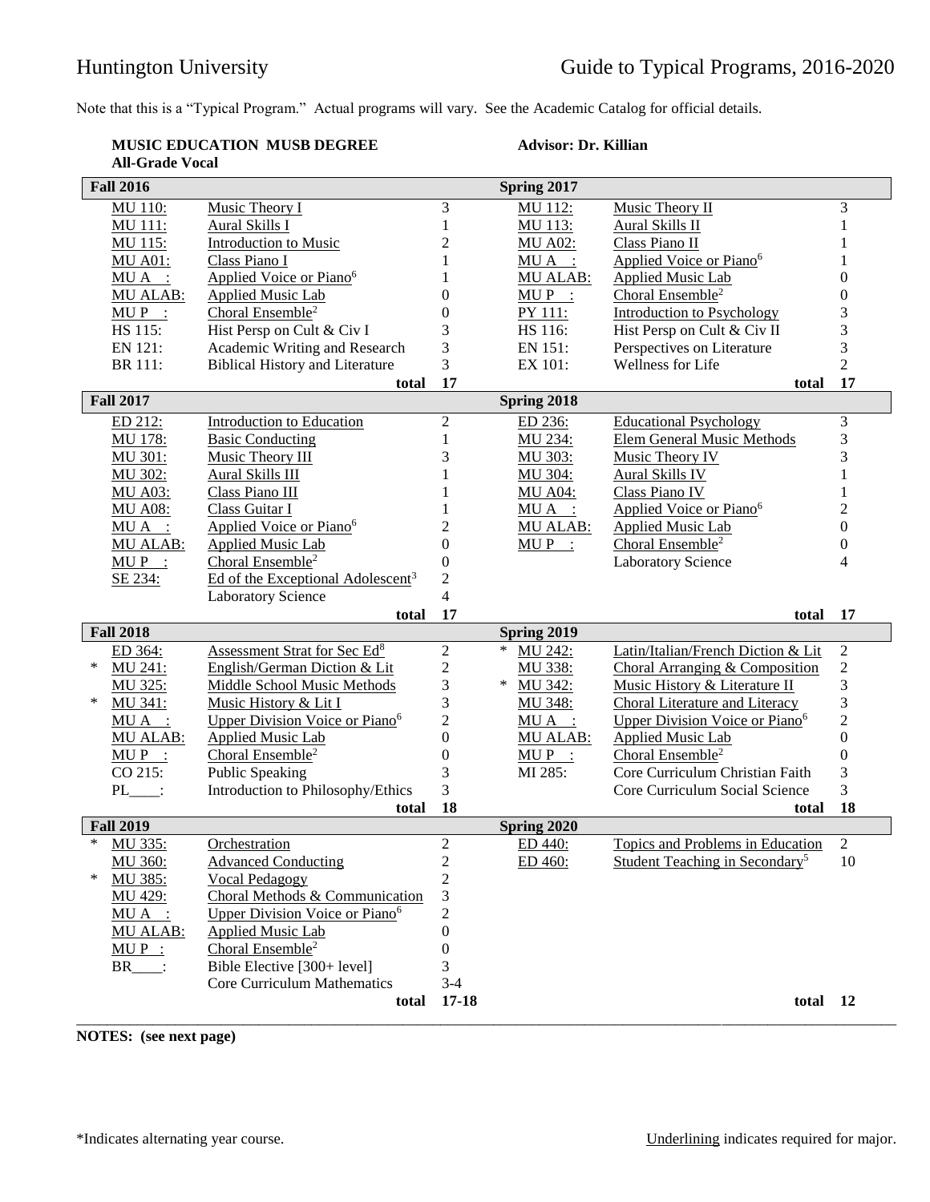Huntington University — Guide to Typical Programs, 2016-2020

Note that this is a "Typical Program." Actual programs will vary. See the Academic Catalog for official details.

**MUSIC EDUCATION MUSB DEGREE**
**All-Grade Vocal**

**Advisor: Dr. Killian**

| **Fall 2016** | | | **Spring 2017** | | |
|---|---|---|---|---|---|
| MU 110: | Music Theory I | 3 | MU 112: | Music Theory II | 3 |
| MU 111: | Aural Skills I | 1 | MU 113: | Aural Skills II | 1 |
| MU 115: | Introduction to Music | 2 | MU A02: | Class Piano II | 1 |
| MU A01: | Class Piano I | 1 | MU A __: | Applied Voice or Piano[6] | 1 |
| MU A __: | Applied Voice or Piano[6] | 1 | MU ALAB: | Applied Music Lab | 0 |
| MU ALAB: | Applied Music Lab | 0 | MU P __: | Choral Ensemble[2] | 0 |
| MU P __: | Choral Ensemble[2] | 0 | PY 111: | Introduction to Psychology | 3 |
| HS 115: | Hist Persp on Cult & Civ I | 3 | HS 116: | Hist Persp on Cult & Civ II | 3 |
| EN 121: | Academic Writing and Research | 3 | EN 151: | Perspectives on Literature | 3 |
| BR 111: | Biblical History and Literature | 3 | EX 101: | Wellness for Life | 2 |
| | **total** | **17** | | **total** | **17** |
| **Fall 2017** | | | **Spring 2018** | | |
| ED 212: | Introduction to Education | 2 | ED 236: | Educational Psychology | 3 |
| MU 178: | Basic Conducting | 1 | MU 234: | Elem General Music Methods | 3 |
| MU 301: | Music Theory III | 3 | MU 303: | Music Theory IV | 3 |
| MU 302: | Aural Skills III | 1 | MU 304: | Aural Skills IV | 1 |
| MU A03: | Class Piano III | 1 | MU A04: | Class Piano IV | 1 |
| MU A08: | Class Guitar I | 1 | MU A __: | Applied Voice or Piano[6] | 2 |
| MU A __: | Applied Voice or Piano[6] | 2 | MU ALAB: | Applied Music Lab | 0 |
| MU ALAB: | Applied Music Lab | 0 | MU P __: | Choral Ensemble[2] | 0 |
| MU P __: | Choral Ensemble[2] | 0 | | Laboratory Science | 4 |
| SE 234: | Ed of the Exceptional Adolescent[3] | 2 | | | |
| | Laboratory Science | 4 | | | |
| | **total** | **17** | | **total** | **17** |
| **Fall 2018** | | | **Spring 2019** | | |
| ED 364: | Assessment Strat for Sec Ed[8] | 2 | * MU 242: | Latin/Italian/French Diction & Lit | 2 |
| * MU 241: | English/German Diction & Lit | 2 | MU 338: | Choral Arranging & Composition | 2 |
| MU 325: | Middle School Music Methods | 3 | * MU 342: | Music History & Literature II | 3 |
| * MU 341: | Music History & Lit I | 3 | MU 348: | Choral Literature and Literacy | 3 |
| MU A __: | Upper Division Voice or Piano[6] | 2 | MU A __: | Upper Division Voice or Piano[6] | 2 |
| MU ALAB: | Applied Music Lab | 0 | MU ALAB: | Applied Music Lab | 0 |
| MU P __: | Choral Ensemble[2] | 0 | MU P __: | Choral Ensemble[2] | 0 |
| CO 215: | Public Speaking | 3 | MI 285: | Core Curriculum Christian Faith | 3 |
| PL____: | Introduction to Philosophy/Ethics | 3 | | Core Curriculum Social Science | 3 |
| | **total** | **18** | | **total** | **18** |
| **Fall 2019** | | | **Spring 2020** | | |
| * MU 335: | Orchestration | 2 | ED 440: | Topics and Problems in Education | 2 |
| MU 360: | Advanced Conducting | 2 | ED 460: | Student Teaching in Secondary[5] | 10 |
| * MU 385: | Vocal Pedagogy | 2 | | | |
| MU 429: | Choral Methods & Communication | 3 | | | |
| MU A __: | Upper Division Voice or Piano[6] | 2 | | | |
| MU ALAB: | Applied Music Lab | 0 | | | |
| MU P __: | Choral Ensemble[2] | 0 | | | |
| BR____: | Bible Elective [300+ level] | 3 | | | |
| | Core Curriculum Mathematics | 3-4 | | | |
| | **total** | **17-18** | | **total** | **12** |

**NOTES: (see next page)**

*Indicates alternating year course.

Underlining indicates required for major.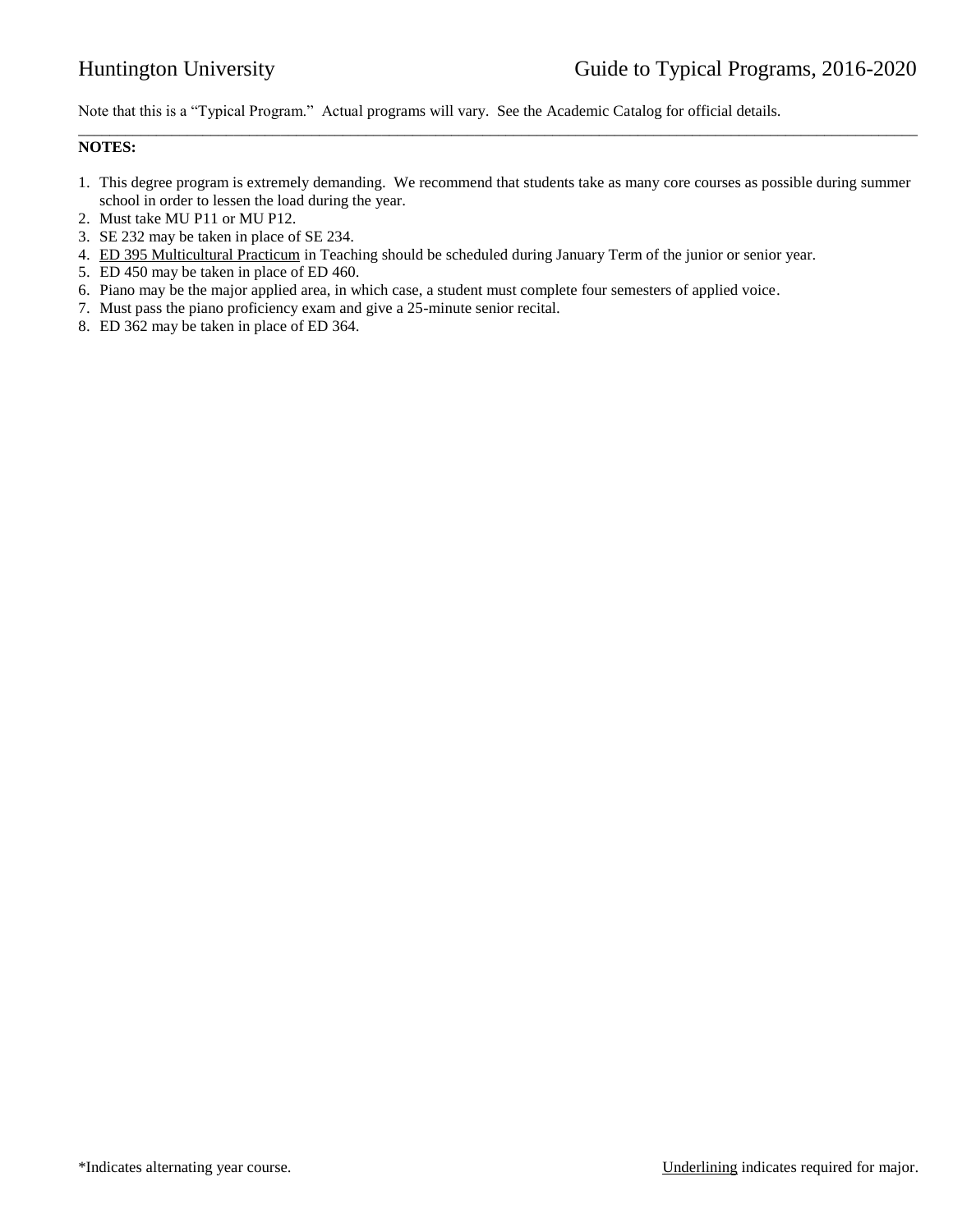Note that this is a "Typical Program." Actual programs will vary. See the Academic Catalog for official details.

**NOTES:**

1. This degree program is extremely demanding. We recommend that students take as many core courses as possible during summer school in order to lessen the load during the year.
2. Must take MU P11 or MU P12.
3. SE 232 may be taken in place of SE 234.
4. <u>ED 395 Multicultural Practicum</u> in Teaching should be scheduled during January Term of the junior or senior year.
5. ED 450 may be taken in place of ED 460.
6. Piano may be the major applied area, in which case, a student must complete four semesters of applied voice.
7. Must pass the piano proficiency exam and give a 25-minute senior recital.
8. ED 362 may be taken in place of ED 364.

*Indicates alternating year course.

<u>Underlining</u> indicates required for major.